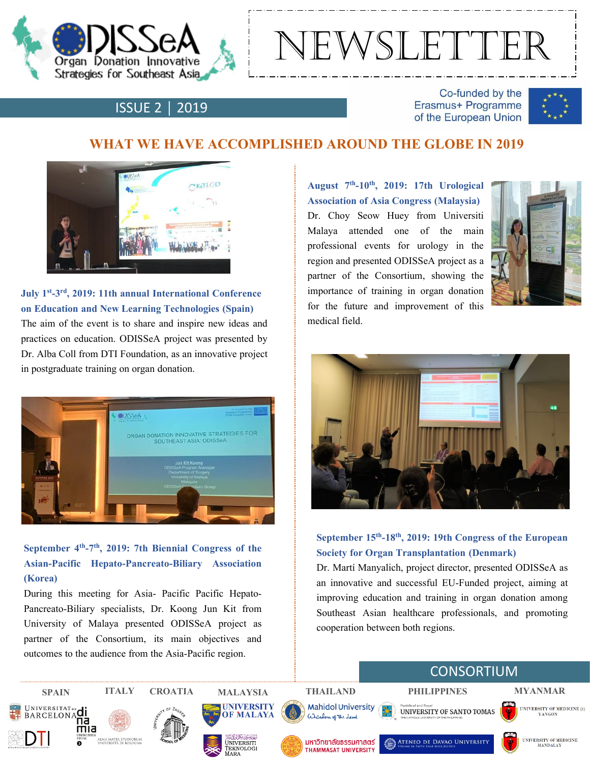ODISSeA
Organ Donation Innovative Strategies for Southeast Asia

# NEWSLETTER

ISSUE 2 | 2019

Co-funded by the Erasmus+ Programme of the European Union

## WHAT WE HAVE ACCOMPLISHED AROUND THE GLOBE IN 2019

### July 1st-3rd, 2019: 11th annual International Conference on Education and New Learning Technologies (Spain)

The aim of the event is to share and inspire new ideas and practices on education. ODISSeA project was presented by Dr. Alba Coll from DTI Foundation, as an innovative project in postgraduate training on organ donation.

### September 4th-7th, 2019: 7th Biennial Congress of the Asian-Pacific Hepato-Pancreato-Biliary Association (Korea)

During this meeting for Asia- Pacific Pacific Hepato-Pancreato-Biliary specialists, Dr. Koong Jun Kit from University of Malaya presented ODISSeA project as partner of the Consortium, its main objectives and outcomes to the audience from the Asia-Pacific region.

### August 7th-10th, 2019: 17th Urological Association of Asia Congress (Malaysia)

Dr. Choy Seow Huey from Universiti Malaya attended one of the main professional events for urology in the region and presented ODISSeA project as a partner of the Consortium, showing the importance of training in organ donation for the future and improvement of this medical field.

### September 15th-18th, 2019: 19th Congress of the European Society for Organ Transplantation (Denmark)

Dr. Martí Manyalich, project director, presented ODISSeA as an innovative and successful EU-Funded project, aiming at improving education and training in organ donation among Southeast Asian healthcare professionals, and promoting cooperation between both regions.

## CONSORTIUM

| SPAIN | ITALY | CROATIA | MALAYSIA | THAILAND | PHILIPPINES | MYANMAR |
|---|---|---|---|---|---|---|
| Universitat de Barcelona | Alma Mater Studiorum Università di Bologna | University of Zagreb School of Medicine | University of Malaya | Mahidol University | University of Santo Tomas | University of Medicine (1) Yangon |
| DTI | dinamia consultoria social | | Universiti Teknologi MARA | Thammasat University | Ateneo de Davao University | University of Medicine Mandalay |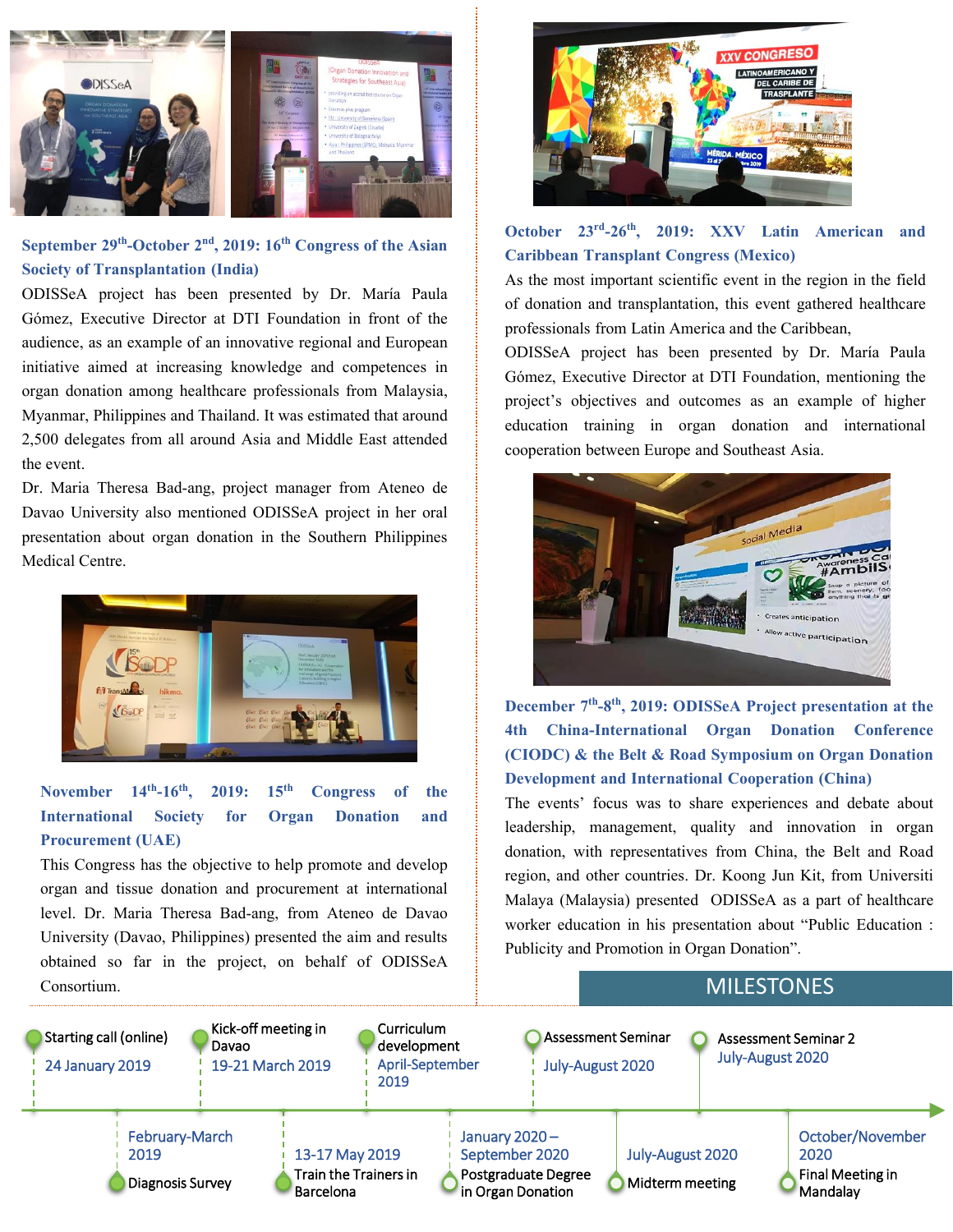**September 29th-October 2nd, 2019: 16th Congress of the Asian Society of Transplantation (India)**

ODISSeA project has been presented by Dr. María Paula Gómez, Executive Director at DTI Foundation in front of the audience, as an example of an innovative regional and European initiative aimed at increasing knowledge and competences in organ donation among healthcare professionals from Malaysia, Myanmar, Philippines and Thailand. It was estimated that around 2,500 delegates from all around Asia and Middle East attended the event.

Dr. Maria Theresa Bad-ang, project manager from Ateneo de Davao University also mentioned ODISSeA project in her oral presentation about organ donation in the Southern Philippines Medical Centre.

**November 14th-16th, 2019: 15th Congress of the International Society for Organ Donation and Procurement (UAE)**

This Congress has the objective to help promote and develop organ and tissue donation and procurement at international level. Dr. Maria Theresa Bad-ang, from Ateneo de Davao University (Davao, Philippines) presented the aim and results obtained so far in the project, on behalf of ODISSeA Consortium.

**October 23rd-26th, 2019: XXV Latin American and Caribbean Transplant Congress (Mexico)**

As the most important scientific event in the region in the field of donation and transplantation, this event gathered healthcare professionals from Latin America and the Caribbean,

ODISSeA project has been presented by Dr. María Paula Gómez, Executive Director at DTI Foundation, mentioning the project's objectives and outcomes as an example of higher education training in organ donation and international cooperation between Europe and Southeast Asia.

**December 7th-8th, 2019: ODISSeA Project presentation at the 4th China-International Organ Donation Conference (CIODC) & the Belt & Road Symposium on Organ Donation Development and International Cooperation (China)**

The events' focus was to share experiences and debate about leadership, management, quality and innovation in organ donation, with representatives from China, the Belt and Road region, and other countries. Dr. Koong Jun Kit, from Universiti Malaya (Malaysia) presented ODISSeA as a part of healthcare worker education in his presentation about "Public Education : Publicity and Promotion in Organ Donation".

## MILESTONES

- Starting call (online) — 24 January 2019
- Diagnosis Survey — February-March 2019
- Kick-off meeting in Davao — 19-21 March 2019
- Curriculum development — April-September 2019
- Train the Trainers in Barcelona — 13-17 May 2019
- Postgraduate Degree in Organ Donation — January 2020 – September 2020
- Assessment Seminar — July-August 2020
- Midterm meeting — July-August 2020
- Assessment Seminar 2 — July-August 2020
- Final Meeting in Mandalay — October/November 2020